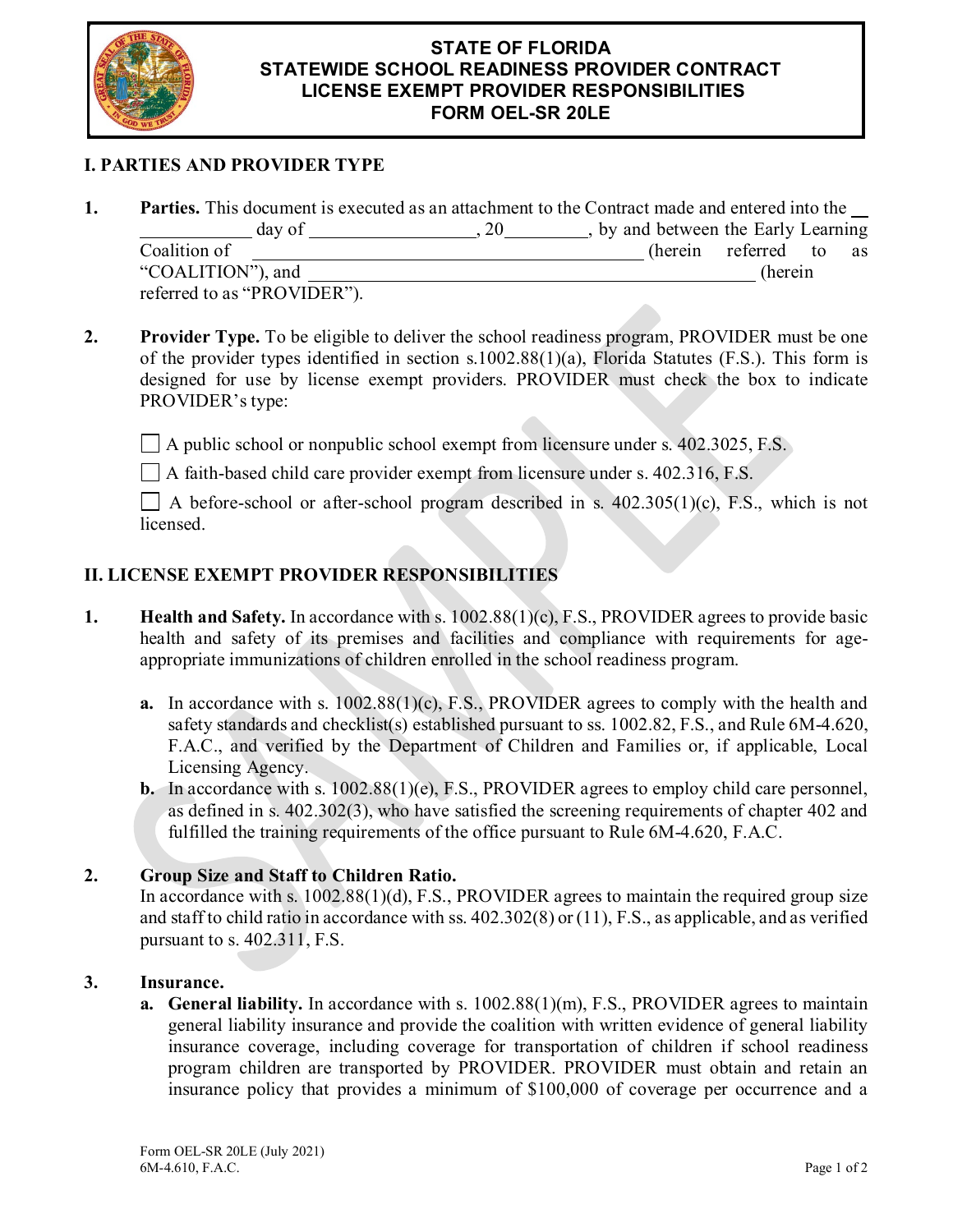# STATE OF FLORIDA
# STATEWIDE SCHOOL READINESS PROVIDER CONTRACT
# LICENSE EXEMPT PROVIDER RESPONSIBILITIES
# FORM OEL-SR 20LE

## I. PARTIES AND PROVIDER TYPE

1. **Parties.** This document is executed as an attachment to the Contract made and entered into the ____________ day of __________________, 20_________, by and between the Early Learning Coalition of ________________________________________ (herein referred to as "COALITION"), and ________________________________________________ (herein referred to as "PROVIDER").

2. **Provider Type.** To be eligible to deliver the school readiness program, PROVIDER must be one of the provider types identified in section s.1002.88(1)(a), Florida Statutes (F.S.). This form is designed for use by license exempt providers. PROVIDER must check the box to indicate PROVIDER's type:

   ☐ A public school or nonpublic school exempt from licensure under s. 402.3025, F.S.

   ☐ A faith-based child care provider exempt from licensure under s. 402.316, F.S.

   ☐ A before-school or after-school program described in s. 402.305(1)(c), F.S., which is not licensed.

## II. LICENSE EXEMPT PROVIDER RESPONSIBILITIES

1. **Health and Safety.** In accordance with s. 1002.88(1)(c), F.S., PROVIDER agrees to provide basic health and safety of its premises and facilities and compliance with requirements for age-appropriate immunizations of children enrolled in the school readiness program.

   **a.** In accordance with s. 1002.88(1)(c), F.S., PROVIDER agrees to comply with the health and safety standards and checklist(s) established pursuant to ss. 1002.82, F.S., and Rule 6M-4.620, F.A.C., and verified by the Department of Children and Families or, if applicable, Local Licensing Agency.

   **b.** In accordance with s. 1002.88(1)(e), F.S., PROVIDER agrees to employ child care personnel, as defined in s. 402.302(3), who have satisfied the screening requirements of chapter 402 and fulfilled the training requirements of the office pursuant to Rule 6M-4.620, F.A.C.

2. **Group Size and Staff to Children Ratio.**
   In accordance with s. 1002.88(1)(d), F.S., PROVIDER agrees to maintain the required group size and staff to child ratio in accordance with ss. 402.302(8) or (11), F.S., as applicable, and as verified pursuant to s. 402.311, F.S.

3. **Insurance.**

   **a. General liability.** In accordance with s. 1002.88(1)(m), F.S., PROVIDER agrees to maintain general liability insurance and provide the coalition with written evidence of general liability insurance coverage, including coverage for transportation of children if school readiness program children are transported by PROVIDER. PROVIDER must obtain and retain an insurance policy that provides a minimum of $100,000 of coverage per occurrence and a

Form OEL-SR 20LE (July 2021)
6M-4.610, F.A.C.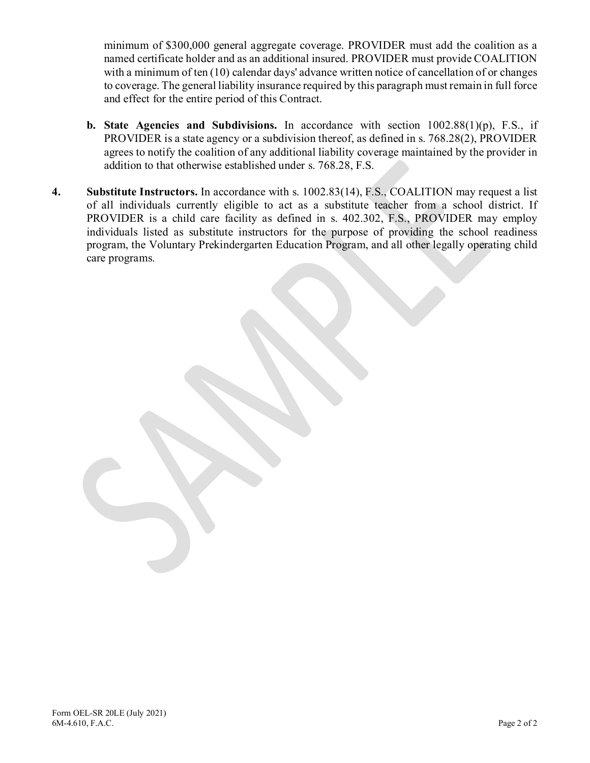minimum of $300,000 general aggregate coverage. PROVIDER must add the coalition as a named certificate holder and as an additional insured. PROVIDER must provide COALITION with a minimum of ten (10) calendar days' advance written notice of cancellation of or changes to coverage. The general liability insurance required by this paragraph must remain in full force and effect for the entire period of this Contract.

**b. State Agencies and Subdivisions.** In accordance with section 1002.88(1)(p), F.S., if PROVIDER is a state agency or a subdivision thereof, as defined in s. 768.28(2), PROVIDER agrees to notify the coalition of any additional liability coverage maintained by the provider in addition to that otherwise established under s. 768.28, F.S.

**4. Substitute Instructors.** In accordance with s. 1002.83(14), F.S., COALITION may request a list of all individuals currently eligible to act as a substitute teacher from a school district. If PROVIDER is a child care facility as defined in s. 402.302, F.S., PROVIDER may employ individuals listed as substitute instructors for the purpose of providing the school readiness program, the Voluntary Prekindergarten Education Program, and all other legally operating child care programs.

Form OEL-SR 20LE (July 2021)
6M-4.610, F.A.C.